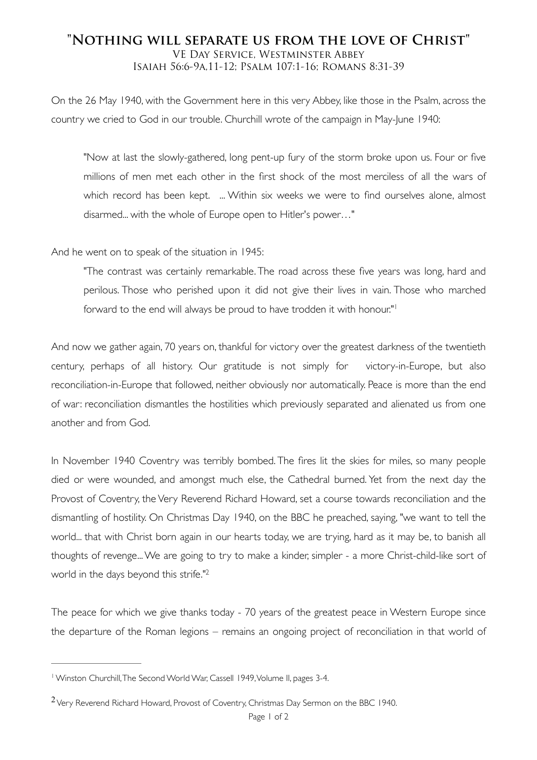# "Nothing will separate us from the love of Christ"

VE Day Service, Westminster Abbey

Isaiah 56:6-9a,11-12; Psalm 107:1-16; Romans 8:31-39

On the 26 May 1940, with the Government here in this very Abbey, like those in the Psalm, across the country we cried to God in our trouble. Churchill wrote of the campaign in May-June 1940:

> "Now at last the slowly-gathered, long pent-up fury of the storm broke upon us. Four or five millions of men met each other in the first shock of the most merciless of all the wars of which record has been kept. ... Within six weeks we were to find ourselves alone, almost disarmed... with the whole of Europe open to Hitler's power…"

And he went on to speak of the situation in 1945:

> "The contrast was certainly remarkable. The road across these five years was long, hard and perilous. Those who perished upon it did not give their lives in vain. Those who marched forward to the end will always be proud to have trodden it with honour."[1]

And now we gather again, 70 years on, thankful for victory over the greatest darkness of the twentieth century, perhaps of all history. Our gratitude is not simply for victory-in-Europe, but also reconciliation-in-Europe that followed, neither obviously nor automatically. Peace is more than the end of war: reconciliation dismantles the hostilities which previously separated and alienated us from one another and from God.

In November 1940 Coventry was terribly bombed. The fires lit the skies for miles, so many people died or were wounded, and amongst much else, the Cathedral burned. Yet from the next day the Provost of Coventry, the Very Reverend Richard Howard, set a course towards reconciliation and the dismantling of hostility. On Christmas Day 1940, on the BBC he preached, saying, "we want to tell the world... that with Christ born again in our hearts today, we are trying, hard as it may be, to banish all thoughts of revenge... We are going to try to make a kinder, simpler - a more Christ-child-like sort of world in the days beyond this strife."[2]

The peace for which we give thanks today - 70 years of the greatest peace in Western Europe since the departure of the Roman legions – remains an ongoing project of reconciliation in that world of

---

[1] Winston Churchill, The Second World War, Cassell 1949, Volume II, pages 3-4.

[2] Very Reverend Richard Howard, Provost of Coventry, Christmas Day Sermon on the BBC 1940.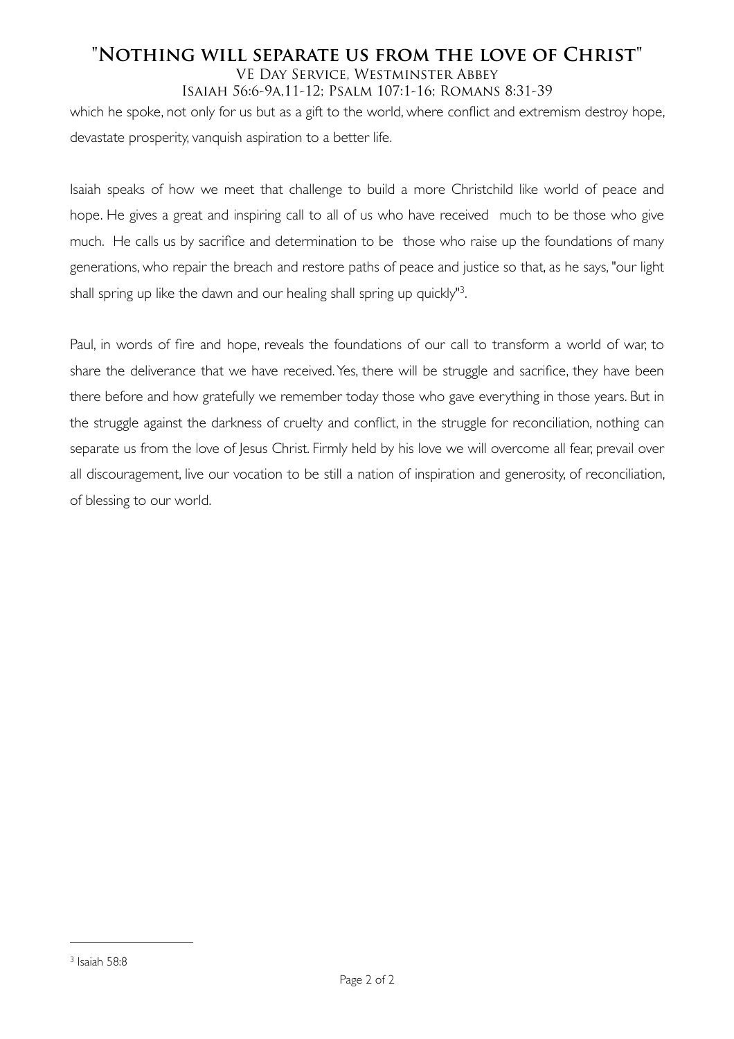which he spoke, not only for us but as a gift to the world, where conflict and extremism destroy hope, devastate prosperity, vanquish aspiration to a better life.

Isaiah speaks of how we meet that challenge to build a more Christchild like world of peace and hope. He gives a great and inspiring call to all of us who have received much to be those who give much. He calls us by sacrifice and determination to be those who raise up the foundations of many generations, who repair the breach and restore paths of peace and justice so that, as he says, "our light shall spring up like the dawn and our healing shall spring up quickly"[3].

Paul, in words of fire and hope, reveals the foundations of our call to transform a world of war, to share the deliverance that we have received. Yes, there will be struggle and sacrifice, they have been there before and how gratefully we remember today those who gave everything in those years. But in the struggle against the darkness of cruelty and conflict, in the struggle for reconciliation, nothing can separate us from the love of Jesus Christ. Firmly held by his love we will overcome all fear, prevail over all discouragement, live our vocation to be still a nation of inspiration and generosity, of reconciliation, of blessing to our world.

---

[3] Isaiah 58:8